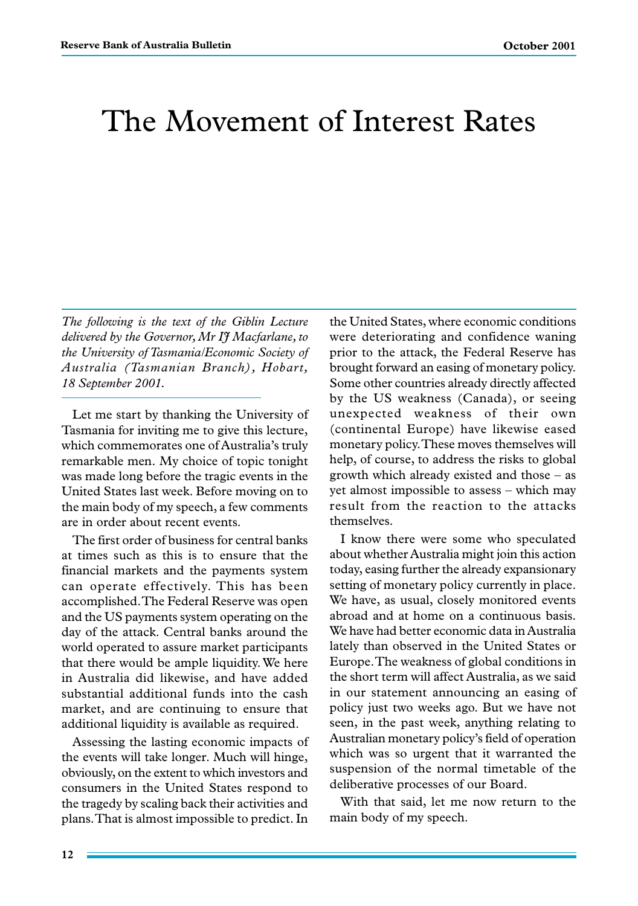# The Movement of Interest Rates

*The following is the text of the Giblin Lecture delivered by the Governor, Mr IJ Macfarlane, to the University of Tasmania/Economic Society of Australia (Tasmanian Branch), Hobart, 18 September 2001.*

Let me start by thanking the University of Tasmania for inviting me to give this lecture, which commemorates one of Australia's truly remarkable men. My choice of topic tonight was made long before the tragic events in the United States last week. Before moving on to the main body of my speech, a few comments are in order about recent events.

The first order of business for central banks at times such as this is to ensure that the financial markets and the payments system can operate effectively. This has been accomplished. The Federal Reserve was open and the US payments system operating on the day of the attack. Central banks around the world operated to assure market participants that there would be ample liquidity. We here in Australia did likewise, and have added substantial additional funds into the cash market, and are continuing to ensure that additional liquidity is available as required.

Assessing the lasting economic impacts of the events will take longer. Much will hinge, obviously, on the extent to which investors and consumers in the United States respond to the tragedy by scaling back their activities and plans. That is almost impossible to predict. In the United States, where economic conditions were deteriorating and confidence waning prior to the attack, the Federal Reserve has brought forward an easing of monetary policy. Some other countries already directly affected by the US weakness (Canada), or seeing unexpected weakness of their own (continental Europe) have likewise eased monetary policy. These moves themselves will help, of course, to address the risks to global growth which already existed and those – as yet almost impossible to assess – which may result from the reaction to the attacks themselves.

I know there were some who speculated about whether Australia might join this action today, easing further the already expansionary setting of monetary policy currently in place. We have, as usual, closely monitored events abroad and at home on a continuous basis. We have had better economic data in Australia lately than observed in the United States or Europe. The weakness of global conditions in the short term will affect Australia, as we said in our statement announcing an easing of policy just two weeks ago. But we have not seen, in the past week, anything relating to Australian monetary policy's field of operation which was so urgent that it warranted the suspension of the normal timetable of the deliberative processes of our Board.

With that said, let me now return to the main body of my speech.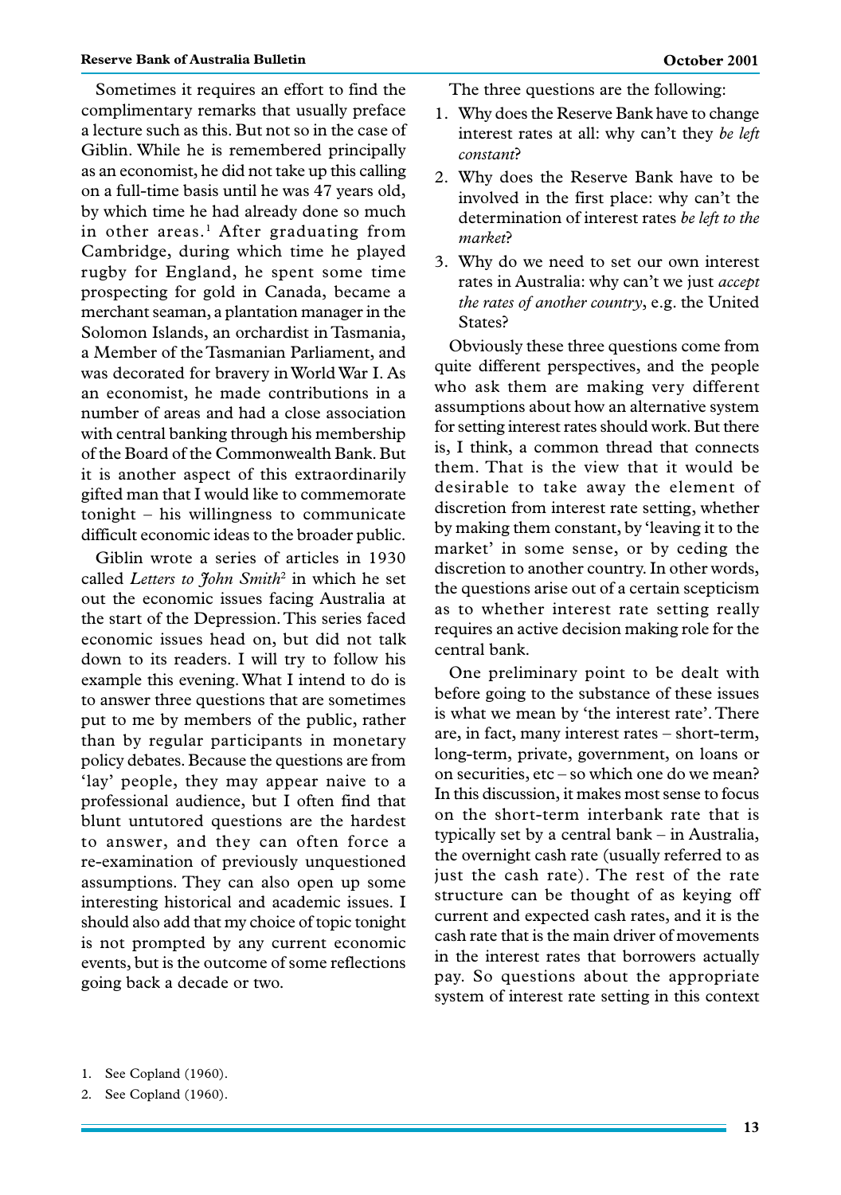Sometimes it requires an effort to find the complimentary remarks that usually preface a lecture such as this. But not so in the case of Giblin. While he is remembered principally as an economist, he did not take up this calling on a full-time basis until he was 47 years old, by which time he had already done so much in other areas.[1] After graduating from Cambridge, during which time he played rugby for England, he spent some time prospecting for gold in Canada, became a merchant seaman, a plantation manager in the Solomon Islands, an orchardist in Tasmania, a Member of the Tasmanian Parliament, and was decorated for bravery in World War I. As an economist, he made contributions in a number of areas and had a close association with central banking through his membership of the Board of the Commonwealth Bank. But it is another aspect of this extraordinarily gifted man that I would like to commemorate tonight – his willingness to communicate difficult economic ideas to the broader public.

Giblin wrote a series of articles in 1930 called *Letters to John Smith*[2] in which he set out the economic issues facing Australia at the start of the Depression. This series faced economic issues head on, but did not talk down to its readers. I will try to follow his example this evening. What I intend to do is to answer three questions that are sometimes put to me by members of the public, rather than by regular participants in monetary policy debates. Because the questions are from 'lay' people, they may appear naive to a professional audience, but I often find that blunt untutored questions are the hardest to answer, and they can often force a re-examination of previously unquestioned assumptions. They can also open up some interesting historical and academic issues. I should also add that my choice of topic tonight is not prompted by any current economic events, but is the outcome of some reflections going back a decade or two.

The three questions are the following:

1. Why does the Reserve Bank have to change interest rates at all: why can't they *be left constant*?
2. Why does the Reserve Bank have to be involved in the first place: why can't the determination of interest rates *be left to the market*?
3. Why do we need to set our own interest rates in Australia: why can't we just *accept the rates of another country*, e.g. the United States?

Obviously these three questions come from quite different perspectives, and the people who ask them are making very different assumptions about how an alternative system for setting interest rates should work. But there is, I think, a common thread that connects them. That is the view that it would be desirable to take away the element of discretion from interest rate setting, whether by making them constant, by 'leaving it to the market' in some sense, or by ceding the discretion to another country. In other words, the questions arise out of a certain scepticism as to whether interest rate setting really requires an active decision making role for the central bank.

One preliminary point to be dealt with before going to the substance of these issues is what we mean by 'the interest rate'. There are, in fact, many interest rates – short-term, long-term, private, government, on loans or on securities, etc – so which one do we mean? In this discussion, it makes most sense to focus on the short-term interbank rate that is typically set by a central bank – in Australia, the overnight cash rate (usually referred to as just the cash rate). The rest of the rate structure can be thought of as keying off current and expected cash rates, and it is the cash rate that is the main driver of movements in the interest rates that borrowers actually pay. So questions about the appropriate system of interest rate setting in this context

1. See Copland (1960).
2. See Copland (1960).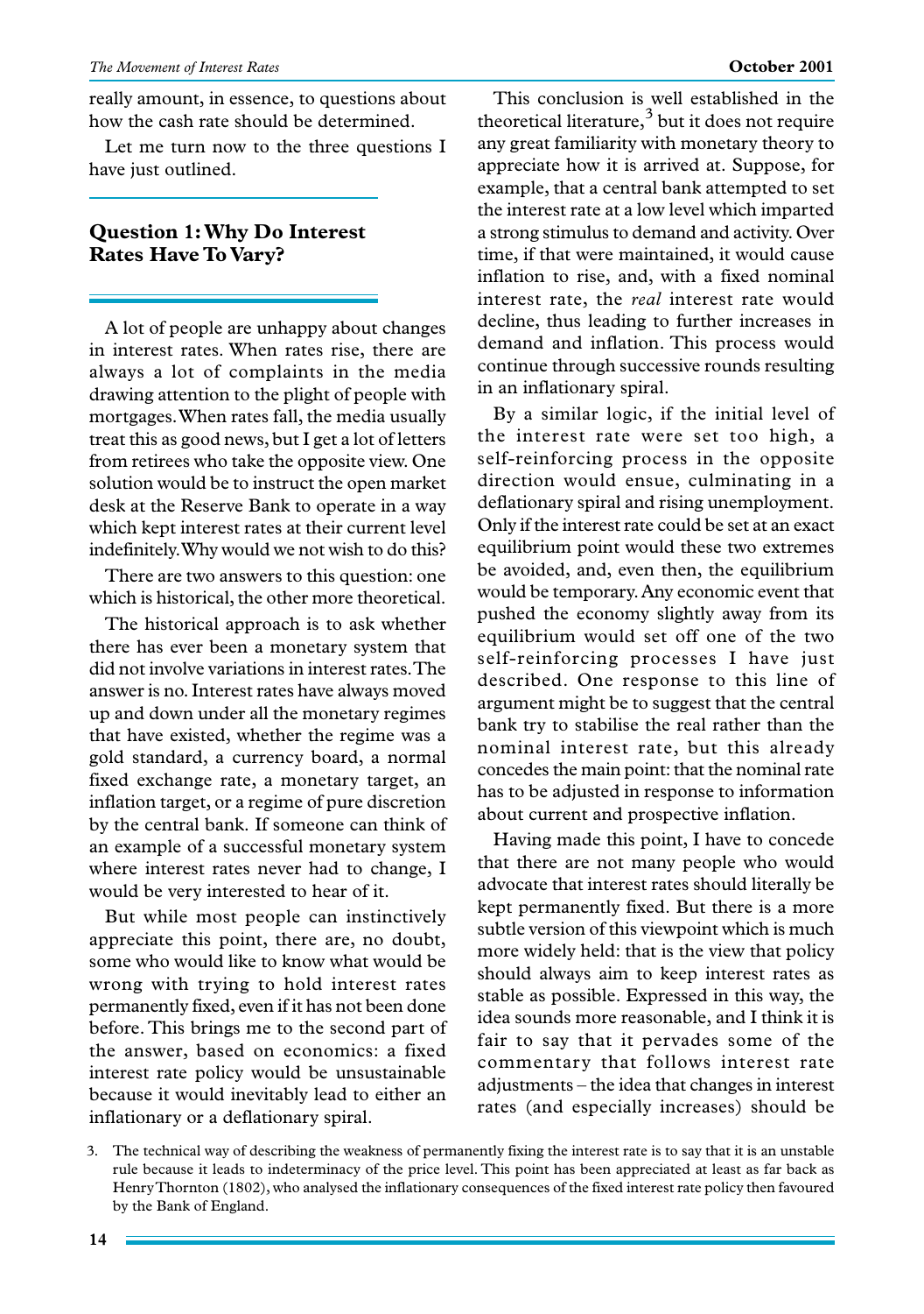really amount, in essence, to questions about how the cash rate should be determined.

Let me turn now to the three questions I have just outlined.

## Question 1: Why Do Interest Rates Have To Vary?

A lot of people are unhappy about changes in interest rates. When rates rise, there are always a lot of complaints in the media drawing attention to the plight of people with mortgages. When rates fall, the media usually treat this as good news, but I get a lot of letters from retirees who take the opposite view. One solution would be to instruct the open market desk at the Reserve Bank to operate in a way which kept interest rates at their current level indefinitely. Why would we not wish to do this?

There are two answers to this question: one which is historical, the other more theoretical.

The historical approach is to ask whether there has ever been a monetary system that did not involve variations in interest rates. The answer is no. Interest rates have always moved up and down under all the monetary regimes that have existed, whether the regime was a gold standard, a currency board, a normal fixed exchange rate, a monetary target, an inflation target, or a regime of pure discretion by the central bank. If someone can think of an example of a successful monetary system where interest rates never had to change, I would be very interested to hear of it.

But while most people can instinctively appreciate this point, there are, no doubt, some who would like to know what would be wrong with trying to hold interest rates permanently fixed, even if it has not been done before. This brings me to the second part of the answer, based on economics: a fixed interest rate policy would be unsustainable because it would inevitably lead to either an inflationary or a deflationary spiral.

This conclusion is well established in the theoretical literature,[3] but it does not require any great familiarity with monetary theory to appreciate how it is arrived at. Suppose, for example, that a central bank attempted to set the interest rate at a low level which imparted a strong stimulus to demand and activity. Over time, if that were maintained, it would cause inflation to rise, and, with a fixed nominal interest rate, the *real* interest rate would decline, thus leading to further increases in demand and inflation. This process would continue through successive rounds resulting in an inflationary spiral.

By a similar logic, if the initial level of the interest rate were set too high, a self-reinforcing process in the opposite direction would ensue, culminating in a deflationary spiral and rising unemployment. Only if the interest rate could be set at an exact equilibrium point would these two extremes be avoided, and, even then, the equilibrium would be temporary. Any economic event that pushed the economy slightly away from its equilibrium would set off one of the two self-reinforcing processes I have just described. One response to this line of argument might be to suggest that the central bank try to stabilise the real rather than the nominal interest rate, but this already concedes the main point: that the nominal rate has to be adjusted in response to information about current and prospective inflation.

Having made this point, I have to concede that there are not many people who would advocate that interest rates should literally be kept permanently fixed. But there is a more subtle version of this viewpoint which is much more widely held: that is the view that policy should always aim to keep interest rates as stable as possible. Expressed in this way, the idea sounds more reasonable, and I think it is fair to say that it pervades some of the commentary that follows interest rate adjustments – the idea that changes in interest rates (and especially increases) should be

3. The technical way of describing the weakness of permanently fixing the interest rate is to say that it is an unstable rule because it leads to indeterminacy of the price level. This point has been appreciated at least as far back as Henry Thornton (1802), who analysed the inflationary consequences of the fixed interest rate policy then favoured by the Bank of England.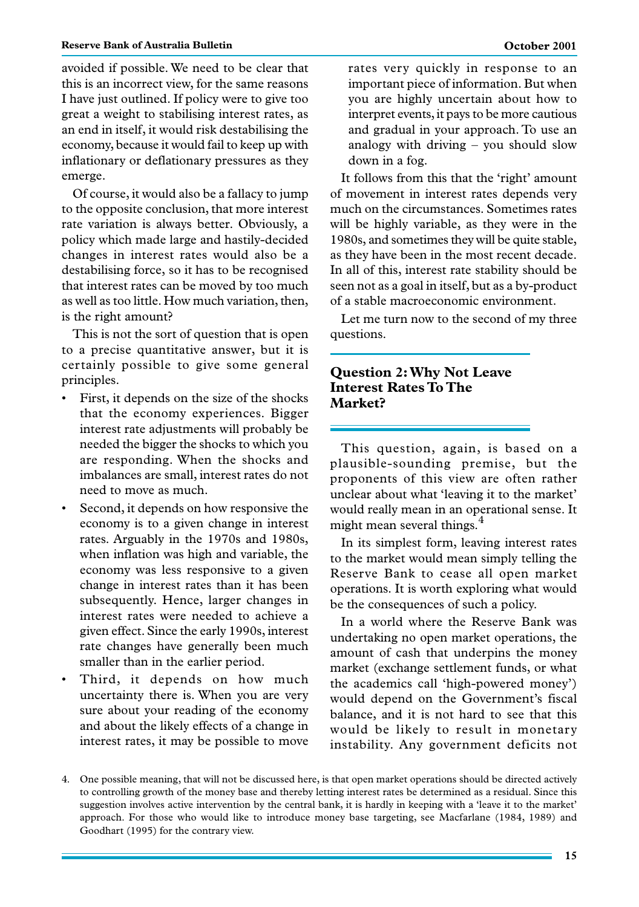avoided if possible. We need to be clear that this is an incorrect view, for the same reasons I have just outlined. If policy were to give too great a weight to stabilising interest rates, as an end in itself, it would risk destabilising the economy, because it would fail to keep up with inflationary or deflationary pressures as they emerge.

Of course, it would also be a fallacy to jump to the opposite conclusion, that more interest rate variation is always better. Obviously, a policy which made large and hastily-decided changes in interest rates would also be a destabilising force, so it has to be recognised that interest rates can be moved by too much as well as too little. How much variation, then, is the right amount?

This is not the sort of question that is open to a precise quantitative answer, but it is certainly possible to give some general principles.

- First, it depends on the size of the shocks that the economy experiences. Bigger interest rate adjustments will probably be needed the bigger the shocks to which you are responding. When the shocks and imbalances are small, interest rates do not need to move as much.
- Second, it depends on how responsive the economy is to a given change in interest rates. Arguably in the 1970s and 1980s, when inflation was high and variable, the economy was less responsive to a given change in interest rates than it has been subsequently. Hence, larger changes in interest rates were needed to achieve a given effect. Since the early 1990s, interest rate changes have generally been much smaller than in the earlier period.
- Third, it depends on how much uncertainty there is. When you are very sure about your reading of the economy and about the likely effects of a change in interest rates, it may be possible to move rates very quickly in response to an important piece of information. But when you are highly uncertain about how to interpret events, it pays to be more cautious and gradual in your approach. To use an analogy with driving – you should slow down in a fog.

It follows from this that the 'right' amount of movement in interest rates depends very much on the circumstances. Sometimes rates will be highly variable, as they were in the 1980s, and sometimes they will be quite stable, as they have been in the most recent decade. In all of this, interest rate stability should be seen not as a goal in itself, but as a by-product of a stable macroeconomic environment.

Let me turn now to the second of my three questions.

## Question 2: Why Not Leave Interest Rates To The Market?

This question, again, is based on a plausible-sounding premise, but the proponents of this view are often rather unclear about what 'leaving it to the market' would really mean in an operational sense. It might mean several things.[4]

In its simplest form, leaving interest rates to the market would mean simply telling the Reserve Bank to cease all open market operations. It is worth exploring what would be the consequences of such a policy.

In a world where the Reserve Bank was undertaking no open market operations, the amount of cash that underpins the money market (exchange settlement funds, or what the academics call 'high-powered money') would depend on the Government's fiscal balance, and it is not hard to see that this would be likely to result in monetary instability. Any government deficits not

4. One possible meaning, that will not be discussed here, is that open market operations should be directed actively to controlling growth of the money base and thereby letting interest rates be determined as a residual. Since this suggestion involves active intervention by the central bank, it is hardly in keeping with a 'leave it to the market' approach. For those who would like to introduce money base targeting, see Macfarlane (1984, 1989) and Goodhart (1995) for the contrary view.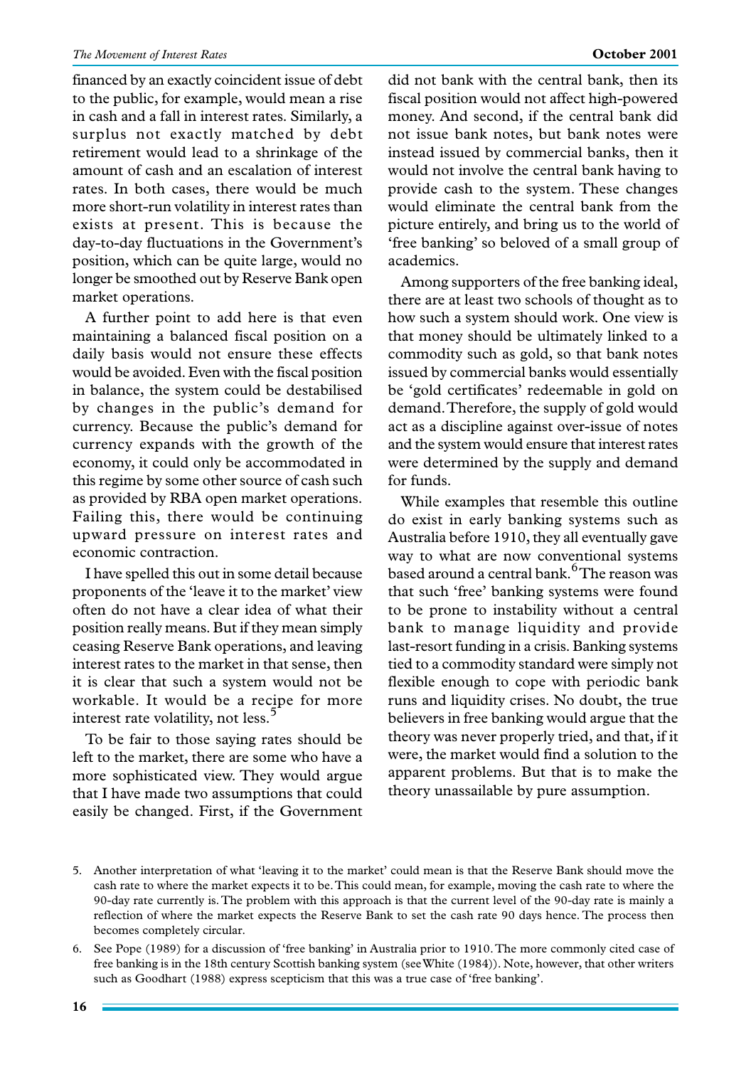financed by an exactly coincident issue of debt to the public, for example, would mean a rise in cash and a fall in interest rates. Similarly, a surplus not exactly matched by debt retirement would lead to a shrinkage of the amount of cash and an escalation of interest rates. In both cases, there would be much more short-run volatility in interest rates than exists at present. This is because the day-to-day fluctuations in the Government's position, which can be quite large, would no longer be smoothed out by Reserve Bank open market operations.

A further point to add here is that even maintaining a balanced fiscal position on a daily basis would not ensure these effects would be avoided. Even with the fiscal position in balance, the system could be destabilised by changes in the public's demand for currency. Because the public's demand for currency expands with the growth of the economy, it could only be accommodated in this regime by some other source of cash such as provided by RBA open market operations. Failing this, there would be continuing upward pressure on interest rates and economic contraction.

I have spelled this out in some detail because proponents of the 'leave it to the market' view often do not have a clear idea of what their position really means. But if they mean simply ceasing Reserve Bank operations, and leaving interest rates to the market in that sense, then it is clear that such a system would not be workable. It would be a recipe for more interest rate volatility, not less.[5]

To be fair to those saying rates should be left to the market, there are some who have a more sophisticated view. They would argue that I have made two assumptions that could easily be changed. First, if the Government did not bank with the central bank, then its fiscal position would not affect high-powered money. And second, if the central bank did not issue bank notes, but bank notes were instead issued by commercial banks, then it would not involve the central bank having to provide cash to the system. These changes would eliminate the central bank from the picture entirely, and bring us to the world of 'free banking' so beloved of a small group of academics.

Among supporters of the free banking ideal, there are at least two schools of thought as to how such a system should work. One view is that money should be ultimately linked to a commodity such as gold, so that bank notes issued by commercial banks would essentially be 'gold certificates' redeemable in gold on demand. Therefore, the supply of gold would act as a discipline against over-issue of notes and the system would ensure that interest rates were determined by the supply and demand for funds.

While examples that resemble this outline do exist in early banking systems such as Australia before 1910, they all eventually gave way to what are now conventional systems based around a central bank.[6] The reason was that such 'free' banking systems were found to be prone to instability without a central bank to manage liquidity and provide last-resort funding in a crisis. Banking systems tied to a commodity standard were simply not flexible enough to cope with periodic bank runs and liquidity crises. No doubt, the true believers in free banking would argue that the theory was never properly tried, and that, if it were, the market would find a solution to the apparent problems. But that is to make the theory unassailable by pure assumption.

5. Another interpretation of what 'leaving it to the market' could mean is that the Reserve Bank should move the cash rate to where the market expects it to be. This could mean, for example, moving the cash rate to where the 90-day rate currently is. The problem with this approach is that the current level of the 90-day rate is mainly a reflection of where the market expects the Reserve Bank to set the cash rate 90 days hence. The process then becomes completely circular.

6. See Pope (1989) for a discussion of 'free banking' in Australia prior to 1910. The more commonly cited case of free banking is in the 18th century Scottish banking system (see White (1984)). Note, however, that other writers such as Goodhart (1988) express scepticism that this was a true case of 'free banking'.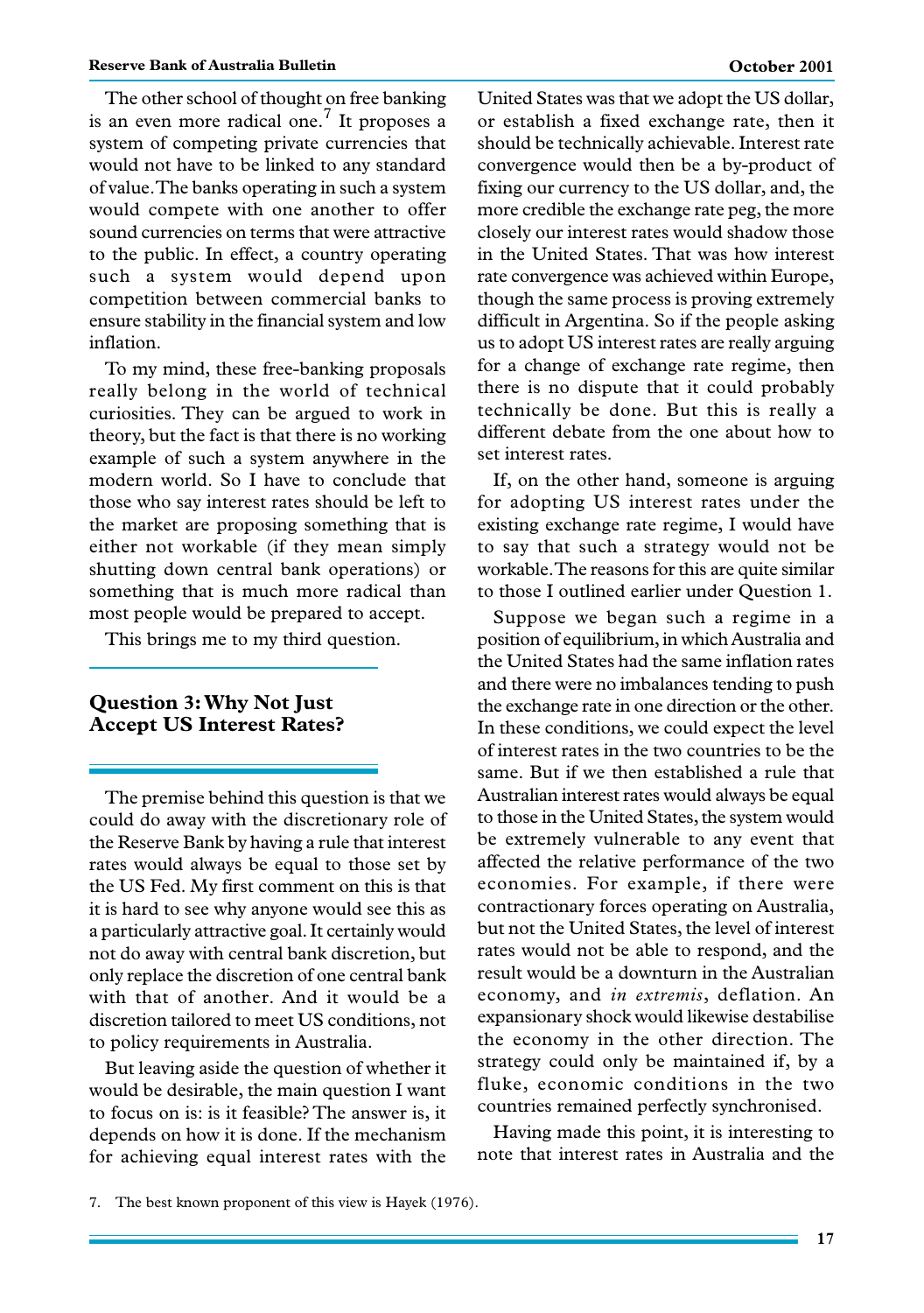The other school of thought on free banking is an even more radical one.[7] It proposes a system of competing private currencies that would not have to be linked to any standard of value. The banks operating in such a system would compete with one another to offer sound currencies on terms that were attractive to the public. In effect, a country operating such a system would depend upon competition between commercial banks to ensure stability in the financial system and low inflation.

To my mind, these free-banking proposals really belong in the world of technical curiosities. They can be argued to work in theory, but the fact is that there is no working example of such a system anywhere in the modern world. So I have to conclude that those who say interest rates should be left to the market are proposing something that is either not workable (if they mean simply shutting down central bank operations) or something that is much more radical than most people would be prepared to accept.

This brings me to my third question.

## Question 3: Why Not Just Accept US Interest Rates?

The premise behind this question is that we could do away with the discretionary role of the Reserve Bank by having a rule that interest rates would always be equal to those set by the US Fed. My first comment on this is that it is hard to see why anyone would see this as a particularly attractive goal. It certainly would not do away with central bank discretion, but only replace the discretion of one central bank with that of another. And it would be a discretion tailored to meet US conditions, not to policy requirements in Australia.

But leaving aside the question of whether it would be desirable, the main question I want to focus on is: is it feasible? The answer is, it depends on how it is done. If the mechanism for achieving equal interest rates with the United States was that we adopt the US dollar, or establish a fixed exchange rate, then it should be technically achievable. Interest rate convergence would then be a by-product of fixing our currency to the US dollar, and, the more credible the exchange rate peg, the more closely our interest rates would shadow those in the United States. That was how interest rate convergence was achieved within Europe, though the same process is proving extremely difficult in Argentina. So if the people asking us to adopt US interest rates are really arguing for a change of exchange rate regime, then there is no dispute that it could probably technically be done. But this is really a different debate from the one about how to set interest rates.

If, on the other hand, someone is arguing for adopting US interest rates under the existing exchange rate regime, I would have to say that such a strategy would not be workable. The reasons for this are quite similar to those I outlined earlier under Question 1.

Suppose we began such a regime in a position of equilibrium, in which Australia and the United States had the same inflation rates and there were no imbalances tending to push the exchange rate in one direction or the other. In these conditions, we could expect the level of interest rates in the two countries to be the same. But if we then established a rule that Australian interest rates would always be equal to those in the United States, the system would be extremely vulnerable to any event that affected the relative performance of the two economies. For example, if there were contractionary forces operating on Australia, but not the United States, the level of interest rates would not be able to respond, and the result would be a downturn in the Australian economy, and *in extremis*, deflation. An expansionary shock would likewise destabilise the economy in the other direction. The strategy could only be maintained if, by a fluke, economic conditions in the two countries remained perfectly synchronised.

Having made this point, it is interesting to note that interest rates in Australia and the

7. The best known proponent of this view is Hayek (1976).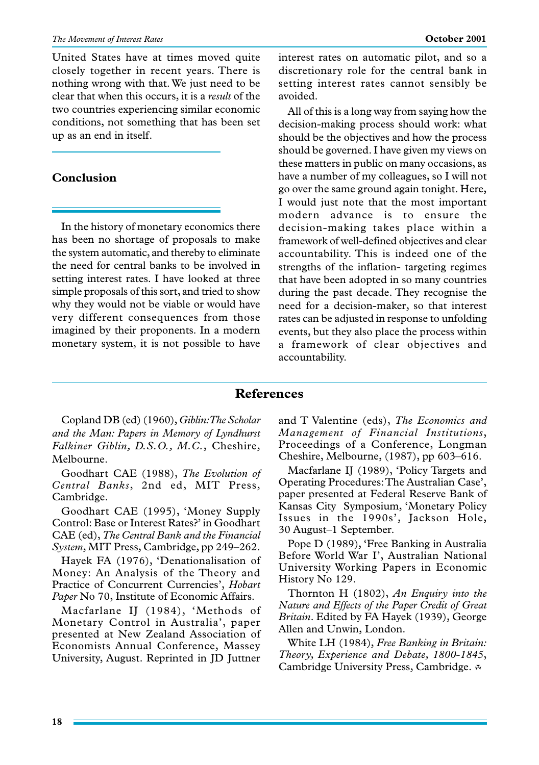United States have at times moved quite closely together in recent years. There is nothing wrong with that. We just need to be clear that when this occurs, it is a *result* of the two countries experiencing similar economic conditions, not something that has been set up as an end in itself.

## Conclusion

In the history of monetary economics there has been no shortage of proposals to make the system automatic, and thereby to eliminate the need for central banks to be involved in setting interest rates. I have looked at three simple proposals of this sort, and tried to show why they would not be viable or would have very different consequences from those imagined by their proponents. In a modern monetary system, it is not possible to have interest rates on automatic pilot, and so a discretionary role for the central bank in setting interest rates cannot sensibly be avoided.

All of this is a long way from saying how the decision-making process should work: what should be the objectives and how the process should be governed. I have given my views on these matters in public on many occasions, as have a number of my colleagues, so I will not go over the same ground again tonight. Here, I would just note that the most important modern advance is to ensure the decision-making takes place within a framework of well-defined objectives and clear accountability. This is indeed one of the strengths of the inflation- targeting regimes that have been adopted in so many countries during the past decade. They recognise the need for a decision-maker, so that interest rates can be adjusted in response to unfolding events, but they also place the process within a framework of clear objectives and accountability.

## References

Copland DB (ed) (1960), *Giblin: The Scholar and the Man: Papers in Memory of Lyndhurst Falkiner Giblin, D.S.O., M.C.*, Cheshire, Melbourne.

Goodhart CAE (1988), *The Evolution of Central Banks*, 2nd ed, MIT Press, Cambridge.

Goodhart CAE (1995), 'Money Supply Control: Base or Interest Rates?' in Goodhart CAE (ed), *The Central Bank and the Financial System*, MIT Press, Cambridge, pp 249–262.

Hayek FA (1976), 'Denationalisation of Money: An Analysis of the Theory and Practice of Concurrent Currencies', *Hobart Paper* No 70, Institute of Economic Affairs.

Macfarlane IJ (1984), 'Methods of Monetary Control in Australia', paper presented at New Zealand Association of Economists Annual Conference, Massey University, August. Reprinted in JD Juttner and T Valentine (eds), *The Economics and Management of Financial Institutions*, Proceedings of a Conference, Longman Cheshire, Melbourne, (1987), pp 603–616.

Macfarlane IJ (1989), 'Policy Targets and Operating Procedures: The Australian Case', paper presented at Federal Reserve Bank of Kansas City Symposium, 'Monetary Policy Issues in the 1990s', Jackson Hole, 30 August–1 September.

Pope D (1989), 'Free Banking in Australia Before World War I', Australian National University Working Papers in Economic History No 129.

Thornton H (1802), *An Enquiry into the Nature and Effects of the Paper Credit of Great Britain*. Edited by FA Hayek (1939), George Allen and Unwin, London.

White LH (1984), *Free Banking in Britain: Theory, Experience and Debate, 1800-1845*, Cambridge University Press, Cambridge.